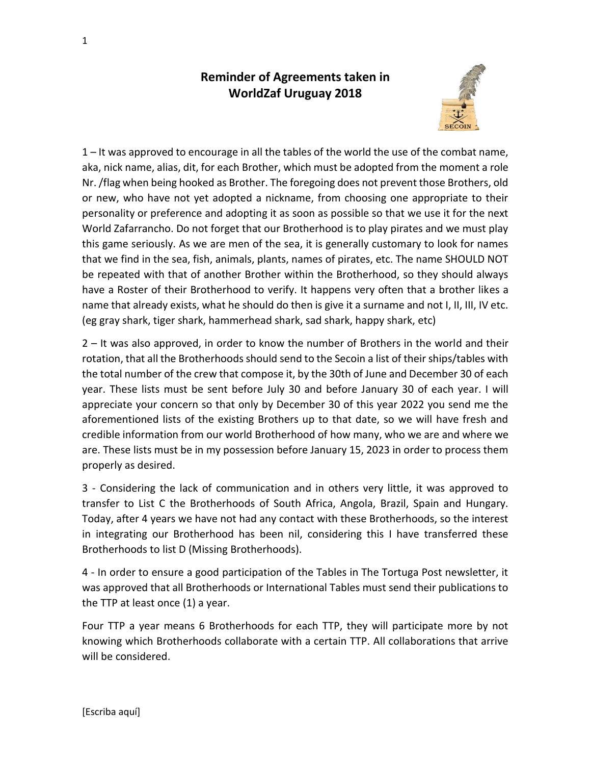# Reminder of Agreements taken in WorldZaf Uruguay 2018

1 – It was approved to encourage in all the tables of the world the use of the combat name, aka, nick name, alias, dit, for each Brother, which must be adopted from the moment a role Nr. /flag when being hooked as Brother. The foregoing does not prevent those Brothers, old or new, who have not yet adopted a nickname, from choosing one appropriate to their personality or preference and adopting it as soon as possible so that we use it for the next World Zafarrancho. Do not forget that our Brotherhood is to play pirates and we must play this game seriously. As we are men of the sea, it is generally customary to look for names that we find in the sea, fish, animals, plants, names of pirates, etc. The name SHOULD NOT be repeated with that of another Brother within the Brotherhood, so they should always have a Roster of their Brotherhood to verify. It happens very often that a brother likes a name that already exists, what he should do then is give it a surname and not I, II, III, IV etc. (eg gray shark, tiger shark, hammerhead shark, sad shark, happy shark, etc)

2 – It was also approved, in order to know the number of Brothers in the world and their rotation, that all the Brotherhoods should send to the Secoin a list of their ships/tables with the total number of the crew that compose it, by the 30th of June and December 30 of each year. These lists must be sent before July 30 and before January 30 of each year. I will appreciate your concern so that only by December 30 of this year 2022 you send me the aforementioned lists of the existing Brothers up to that date, so we will have fresh and credible information from our world Brotherhood of how many, who we are and where we are. These lists must be in my possession before January 15, 2023 in order to process them properly as desired.

3 - Considering the lack of communication and in others very little, it was approved to transfer to List C the Brotherhoods of South Africa, Angola, Brazil, Spain and Hungary. Today, after 4 years we have not had any contact with these Brotherhoods, so the interest in integrating our Brotherhood has been nil, considering this I have transferred these Brotherhoods to list D (Missing Brotherhoods).

4 - In order to ensure a good participation of the Tables in The Tortuga Post newsletter, it was approved that all Brotherhoods or International Tables must send their publications to the TTP at least once (1) a year.

Four TTP a year means 6 Brotherhoods for each TTP, they will participate more by not knowing which Brotherhoods collaborate with a certain TTP. All collaborations that arrive will be considered.

[Escriba aquí]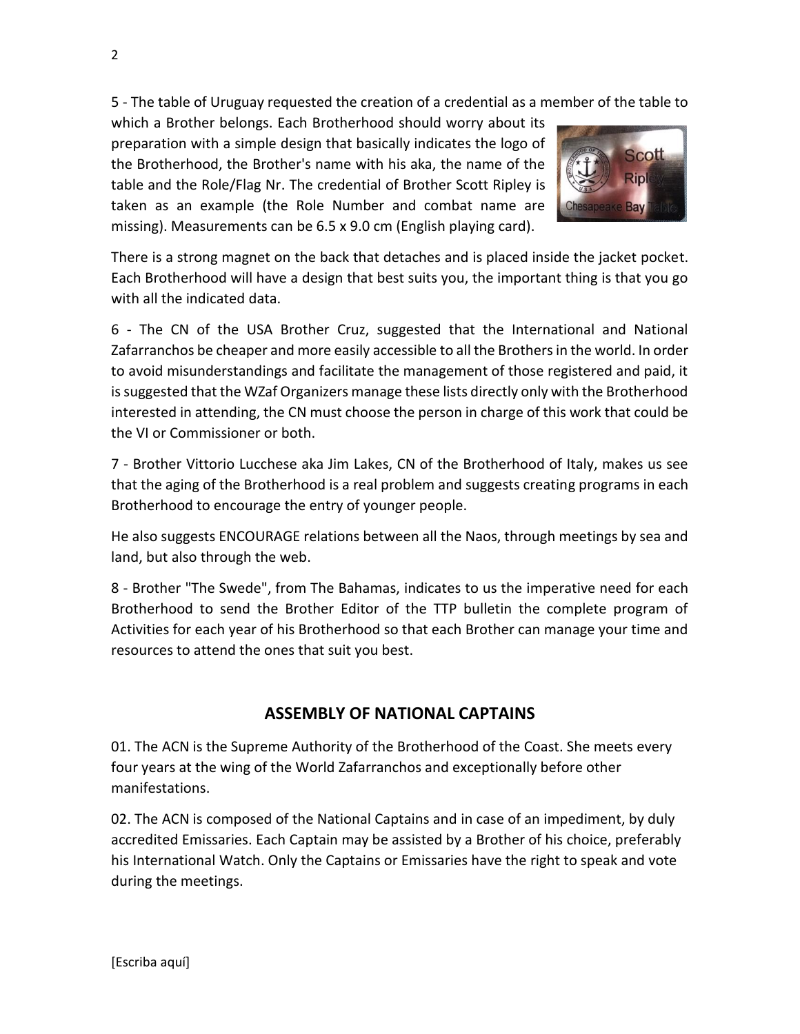5 - The table of Uruguay requested the creation of a credential as a member of the table to which a Brother belongs. Each Brotherhood should worry about its preparation with a simple design that basically indicates the logo of the Brotherhood, the Brother's name with his aka, the name of the table and the Role/Flag Nr. The credential of Brother Scott Ripley is taken as an example (the Role Number and combat name are missing). Measurements can be 6.5 x 9.0 cm (English playing card).

There is a strong magnet on the back that detaches and is placed inside the jacket pocket. Each Brotherhood will have a design that best suits you, the important thing is that you go with all the indicated data.

6 - The CN of the USA Brother Cruz, suggested that the International and National Zafarranchos be cheaper and more easily accessible to all the Brothers in the world. In order to avoid misunderstandings and facilitate the management of those registered and paid, it is suggested that the WZaf Organizers manage these lists directly only with the Brotherhood interested in attending, the CN must choose the person in charge of this work that could be the VI or Commissioner or both.

7 - Brother Vittorio Lucchese aka Jim Lakes, CN of the Brotherhood of Italy, makes us see that the aging of the Brotherhood is a real problem and suggests creating programs in each Brotherhood to encourage the entry of younger people.

He also suggests ENCOURAGE relations between all the Naos, through meetings by sea and land, but also through the web.

8 - Brother "The Swede", from The Bahamas, indicates to us the imperative need for each Brotherhood to send the Brother Editor of the TTP bulletin the complete program of Activities for each year of his Brotherhood so that each Brother can manage your time and resources to attend the ones that suit you best.

## ASSEMBLY OF NATIONAL CAPTAINS

01. The ACN is the Supreme Authority of the Brotherhood of the Coast. She meets every four years at the wing of the World Zafarranchos and exceptionally before other manifestations.

02. The ACN is composed of the National Captains and in case of an impediment, by duly accredited Emissaries. Each Captain may be assisted by a Brother of his choice, preferably his International Watch. Only the Captains or Emissaries have the right to speak and vote during the meetings.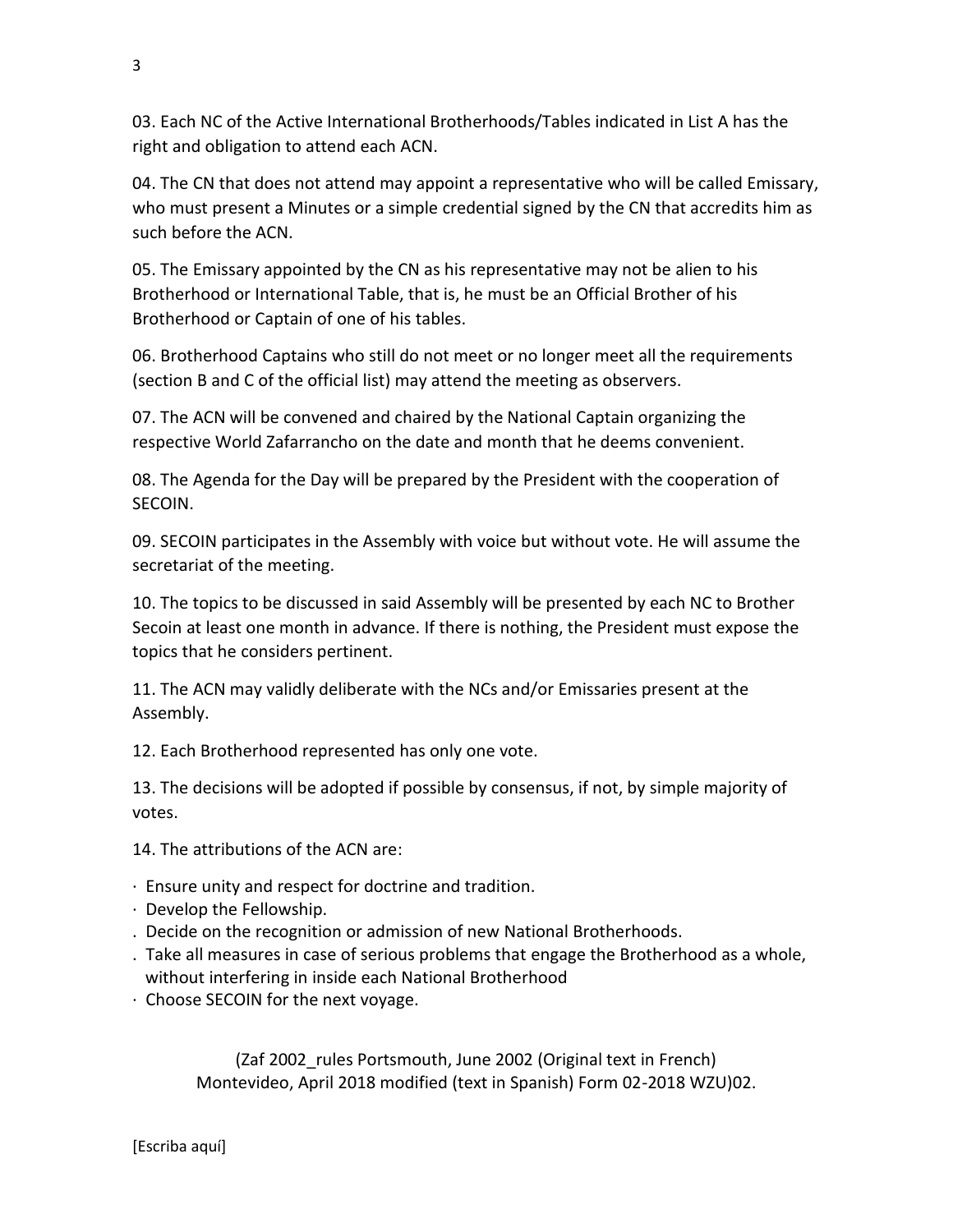03. Each NC of the Active International Brotherhoods/Tables indicated in List A has the right and obligation to attend each ACN.

04. The CN that does not attend may appoint a representative who will be called Emissary, who must present a Minutes or a simple credential signed by the CN that accredits him as such before the ACN.

05. The Emissary appointed by the CN as his representative may not be alien to his Brotherhood or International Table, that is, he must be an Official Brother of his Brotherhood or Captain of one of his tables.

06. Brotherhood Captains who still do not meet or no longer meet all the requirements (section B and C of the official list) may attend the meeting as observers.

07. The ACN will be convened and chaired by the National Captain organizing the respective World Zafarrancho on the date and month that he deems convenient.

08. The Agenda for the Day will be prepared by the President with the cooperation of SECOIN.

09. SECOIN participates in the Assembly with voice but without vote. He will assume the secretariat of the meeting.

10. The topics to be discussed in said Assembly will be presented by each NC to Brother Secoin at least one month in advance. If there is nothing, the President must expose the topics that he considers pertinent.

11. The ACN may validly deliberate with the NCs and/or Emissaries present at the Assembly.

12. Each Brotherhood represented has only one vote.

13. The decisions will be adopted if possible by consensus, if not, by simple majority of votes.

14. The attributions of the ACN are:

- Ensure unity and respect for doctrine and tradition.
- Develop the Fellowship.
- Decide on the recognition or admission of new National Brotherhoods.
- Take all measures in case of serious problems that engage the Brotherhood as a whole, without interfering in inside each National Brotherhood
- Choose SECOIN for the next voyage.

(Zaf 2002_rules Portsmouth, June 2002 (Original text in French)
Montevideo, April 2018 modified (text in Spanish) Form 02-2018 WZU)02.

[Escriba aquí]